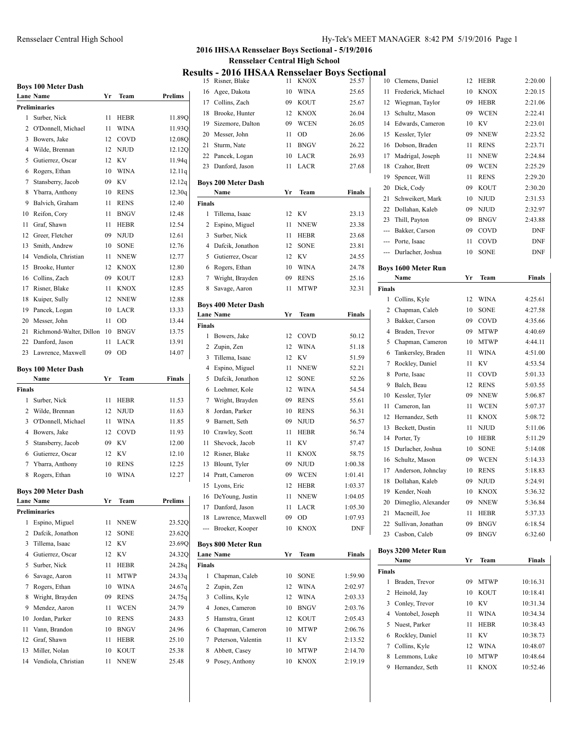## 2016 IHSAA Rensselaer Boys Sectional - 5/19/2016

### Rensselaer Central High School

# Results - 2016 IHSAA Rensselaer Boys Sectional

### Boys 100 Meter Dash

| Lane | Name | Yr | Team | Prelims |
|---|---|---|---|---|
| **Preliminaries** | | | | |
| 1 | Surber, Nick | 11 | HEBR | 11.89Q |
| 2 | O'Donnell, Michael | 11 | WINA | 11.93Q |
| 3 | Bowers, Jake | 12 | COVD | 12.08Q |
| 4 | Wilde, Brennan | 12 | NJUD | 12.12Q |
| 5 | Gutierrez, Oscar | 12 | KV | 11.94q |
| 6 | Rogers, Ethan | 10 | WINA | 12.11q |
| 7 | Stansberry, Jacob | 09 | KV | 12.12q |
| 8 | Ybarra, Anthony | 10 | RENS | 12.30q |
| 9 | Balvich, Graham | 11 | RENS | 12.40 |
| 10 | Reifon, Cory | 11 | BNGV | 12.48 |
| 11 | Graf, Shawn | 11 | HEBR | 12.54 |
| 12 | Greer, Fletcher | 09 | NJUD | 12.61 |
| 13 | Smith, Andrew | 10 | SONE | 12.76 |
| 14 | Vendiola, Christian | 11 | NNEW | 12.77 |
| 15 | Brooke, Hunter | 12 | KNOX | 12.80 |
| 16 | Collins, Zach | 09 | KOUT | 12.83 |
| 17 | Risner, Blake | 11 | KNOX | 12.85 |
| 18 | Kuiper, Sully | 12 | NNEW | 12.88 |
| 19 | Pancek, Logan | 10 | LACR | 13.33 |
| 20 | Messer, John | 11 | OD | 13.44 |
| 21 | Richmond-Walter, Dillon | 10 | BNGV | 13.75 |
| 22 | Danford, Jason | 11 | LACR | 13.91 |
| 23 | Lawrence, Maxwell | 09 | OD | 14.07 |

### Boys 100 Meter Dash

| | Name | Yr | Team | Finals |
|---|---|---|---|---|
| **Finals** | | | | |
| 1 | Surber, Nick | 11 | HEBR | 11.53 |
| 2 | Wilde, Brennan | 12 | NJUD | 11.63 |
| 3 | O'Donnell, Michael | 11 | WINA | 11.85 |
| 4 | Bowers, Jake | 12 | COVD | 11.93 |
| 5 | Stansberry, Jacob | 09 | KV | 12.00 |
| 6 | Gutierrez, Oscar | 12 | KV | 12.10 |
| 7 | Ybarra, Anthony | 10 | RENS | 12.25 |
| 8 | Rogers, Ethan | 10 | WINA | 12.27 |

### Boys 200 Meter Dash

| Lane | Name | Yr | Team | Prelims |
|---|---|---|---|---|
| **Preliminaries** | | | | |
| 1 | Espino, Miguel | 11 | NNEW | 23.52Q |
| 2 | Dafcik, Jonathon | 12 | SONE | 23.62Q |
| 3 | Tillema, Isaac | 12 | KV | 23.69Q |
| 4 | Gutierrez, Oscar | 12 | KV | 24.32Q |
| 5 | Surber, Nick | 11 | HEBR | 24.28q |
| 6 | Savage, Aaron | 11 | MTWP | 24.33q |
| 7 | Rogers, Ethan | 10 | WINA | 24.67q |
| 8 | Wright, Brayden | 09 | RENS | 24.75q |
| 9 | Mendez, Aaron | 11 | WCEN | 24.79 |
| 10 | Jordan, Parker | 10 | RENS | 24.83 |
| 11 | Vann, Brandon | 10 | BNGV | 24.96 |
| 12 | Graf, Shawn | 11 | HEBR | 25.10 |
| 13 | Miller, Nolan | 10 | KOUT | 25.38 |
| 14 | Vendiola, Christian | 11 | NNEW | 25.48 |
| 15 | Risner, Blake | 11 | KNOX | 25.57 |
| 16 | Agee, Dakota | 10 | WINA | 25.65 |
| 17 | Collins, Zach | 09 | KOUT | 25.67 |
| 18 | Brooke, Hunter | 12 | KNOX | 26.04 |
| 19 | Sizemore, Dalton | 09 | WCEN | 26.05 |
| 20 | Messer, John | 11 | OD | 26.06 |
| 21 | Sturm, Nate | 11 | BNGV | 26.22 |
| 22 | Pancek, Logan | 10 | LACR | 26.93 |
| 23 | Danford, Jason | 11 | LACR | 27.68 |

### Boys 200 Meter Dash

| | Name | Yr | Team | Finals |
|---|---|---|---|---|
| **Finals** | | | | |
| 1 | Tillema, Isaac | 12 | KV | 23.13 |
| 2 | Espino, Miguel | 11 | NNEW | 23.38 |
| 3 | Surber, Nick | 11 | HEBR | 23.68 |
| 4 | Dafcik, Jonathon | 12 | SONE | 23.81 |
| 5 | Gutierrez, Oscar | 12 | KV | 24.55 |
| 6 | Rogers, Ethan | 10 | WINA | 24.78 |
| 7 | Wright, Brayden | 09 | RENS | 25.16 |
| 8 | Savage, Aaron | 11 | MTWP | 32.31 |

### Boys 400 Meter Dash

| Lane | Name | Yr | Team | Finals |
|---|---|---|---|---|
| **Finals** | | | | |
| 1 | Bowers, Jake | 12 | COVD | 50.12 |
| 2 | Zupin, Zen | 12 | WINA | 51.18 |
| 3 | Tillema, Isaac | 12 | KV | 51.59 |
| 4 | Espino, Miguel | 11 | NNEW | 52.21 |
| 5 | Dafcik, Jonathon | 12 | SONE | 52.26 |
| 6 | Loehmer, Kole | 12 | WINA | 54.54 |
| 7 | Wright, Brayden | 09 | RENS | 55.61 |
| 8 | Jordan, Parker | 10 | RENS | 56.31 |
| 9 | Barnett, Seth | 09 | NJUD | 56.57 |
| 10 | Crawley, Scott | 11 | HEBR | 56.74 |
| 11 | Shevock, Jacob | 11 | KV | 57.47 |
| 12 | Risner, Blake | 11 | KNOX | 58.75 |
| 13 | Blount, Tyler | 09 | NJUD | 1:00.38 |
| 14 | Pratt, Cameron | 09 | WCEN | 1:01.41 |
| 15 | Lyons, Eric | 12 | HEBR | 1:03.37 |
| 16 | DeYoung, Justin | 11 | NNEW | 1:04.05 |
| 17 | Danford, Jason | 11 | LACR | 1:05.30 |
| 18 | Lawrence, Maxwell | 09 | OD | 1:07.93 |
| --- | Broeker, Kooper | 10 | KNOX | DNF |

### Boys 800 Meter Run

| Lane | Name | Yr | Team | Finals |
|---|---|---|---|---|
| **Finals** | | | | |
| 1 | Chapman, Caleb | 10 | SONE | 1:59.90 |
| 2 | Zupin, Zen | 12 | WINA | 2:02.97 |
| 3 | Collins, Kyle | 12 | WINA | 2:03.33 |
| 4 | Jones, Cameron | 10 | BNGV | 2:03.76 |
| 5 | Hamstra, Grant | 12 | KOUT | 2:05.43 |
| 6 | Chapman, Cameron | 10 | MTWP | 2:06.76 |
| 7 | Peterson, Valentin | 11 | KV | 2:13.52 |
| 8 | Abbett, Casey | 10 | MTWP | 2:14.70 |
| 9 | Posey, Anthony | 10 | KNOX | 2:19.19 |
| 10 | Clemens, Daniel | 12 | HEBR | 2:20.00 |
| 11 | Frederick, Michael | 10 | KNOX | 2:20.15 |
| 12 | Wiegman, Taylor | 09 | HEBR | 2:21.06 |
| 13 | Schultz, Mason | 09 | WCEN | 2:22.41 |
| 14 | Edwards, Cameron | 10 | KV | 2:23.01 |
| 15 | Kessler, Tyler | 09 | NNEW | 2:23.52 |
| 16 | Dobson, Braden | 11 | RENS | 2:23.71 |
| 17 | Madrigal, Joseph | 11 | NNEW | 2:24.84 |
| 18 | Czahor, Brett | 09 | WCEN | 2:25.29 |
| 19 | Spencer, Will | 11 | RENS | 2:29.20 |
| 20 | Dick, Cody | 09 | KOUT | 2:30.20 |
| 21 | Schweikert, Mark | 10 | NJUD | 2:31.53 |
| 22 | Dollahan, Kaleb | 09 | NJUD | 2:32.97 |
| 23 | Thill, Payton | 09 | BNGV | 2:43.88 |
| --- | Bakker, Carson | 09 | COVD | DNF |
| --- | Porte, Isaac | 11 | COVD | DNF |
| --- | Durlacher, Joshua | 10 | SONE | DNF |

### Boys 1600 Meter Run

| | Name | Yr | Team | Finals |
|---|---|---|---|---|
| **Finals** | | | | |
| 1 | Collins, Kyle | 12 | WINA | 4:25.61 |
| 2 | Chapman, Caleb | 10 | SONE | 4:27.58 |
| 3 | Bakker, Carson | 09 | COVD | 4:35.66 |
| 4 | Braden, Trevor | 09 | MTWP | 4:40.69 |
| 5 | Chapman, Cameron | 10 | MTWP | 4:44.11 |
| 6 | Tankersley, Braden | 11 | WINA | 4:51.00 |
| 7 | Rockley, Daniel | 11 | KV | 4:53.54 |
| 8 | Porte, Isaac | 11 | COVD | 5:01.33 |
| 9 | Balch, Beau | 12 | RENS | 5:03.55 |
| 10 | Kessler, Tyler | 09 | NNEW | 5:06.87 |
| 11 | Cameron, Ian | 11 | WCEN | 5:07.37 |
| 12 | Hernandez, Seth | 11 | KNOX | 5:08.72 |
| 13 | Beckett, Dustin | 11 | NJUD | 5:11.06 |
| 14 | Porter, Ty | 10 | HEBR | 5:11.29 |
| 15 | Durlacher, Joshua | 10 | SONE | 5:14.08 |
| 16 | Schultz, Mason | 09 | WCEN | 5:14.33 |
| 17 | Anderson, Johnclay | 10 | RENS | 5:18.83 |
| 18 | Dollahan, Kaleb | 09 | NJUD | 5:24.91 |
| 19 | Kender, Noah | 10 | KNOX | 5:36.32 |
| 20 | Dimeglio, Alexander | 09 | NNEW | 5:36.84 |
| 21 | Macneill, Joe | 11 | HEBR | 5:37.33 |
| 22 | Sullivan, Jonathan | 09 | BNGV | 6:18.54 |
| 23 | Casbon, Caleb | 09 | BNGV | 6:32.60 |

### Boys 3200 Meter Run

| | Name | Yr | Team | Finals |
|---|---|---|---|---|
| **Finals** | | | | |
| 1 | Braden, Trevor | 09 | MTWP | 10:16.31 |
| 2 | Heinold, Jay | 10 | KOUT | 10:18.41 |
| 3 | Conley, Trevor | 10 | KV | 10:31.34 |
| 4 | Vontobel, Joseph | 11 | WINA | 10:34.34 |
| 5 | Nuest, Parker | 11 | HEBR | 10:38.43 |
| 6 | Rockley, Daniel | 11 | KV | 10:38.73 |
| 7 | Collins, Kyle | 12 | WINA | 10:48.07 |
| 8 | Lemmons, Luke | 10 | MTWP | 10:48.64 |
| 9 | Hernandez, Seth | 11 | KNOX | 10:52.46 |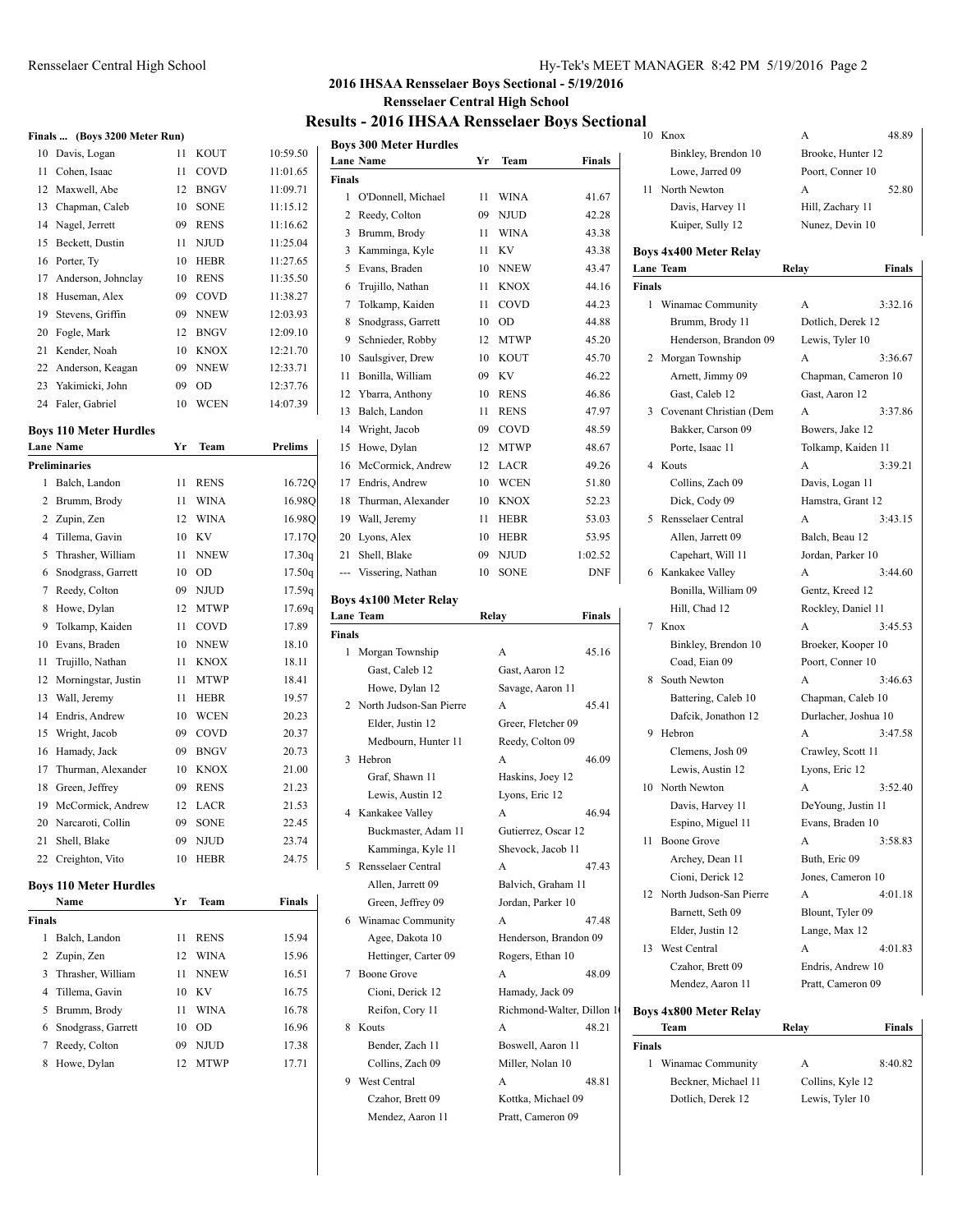# 2016 IHSAA Rensselaer Boys Sectional - 5/19/2016

## Rensselaer Central High School

## Results - 2016 IHSAA Rensselaer Boys Sectional

### Finals ... (Boys 3200 Meter Run)

| | Name | Yr | Team | Finals |
|---|---|---|---|---|
| 10 | Davis, Logan | 11 | KOUT | 10:59.50 |
| 11 | Cohen, Isaac | 11 | COVD | 11:01.65 |
| 12 | Maxwell, Abe | 12 | BNGV | 11:09.71 |
| 13 | Chapman, Caleb | 10 | SONE | 11:15.12 |
| 14 | Nagel, Jerrett | 09 | RENS | 11:16.62 |
| 15 | Beckett, Dustin | 11 | NJUD | 11:25.04 |
| 16 | Porter, Ty | 10 | HEBR | 11:27.65 |
| 17 | Anderson, Johnclay | 10 | RENS | 11:35.50 |
| 18 | Huseman, Alex | 09 | COVD | 11:38.27 |
| 19 | Stevens, Griffin | 09 | NNEW | 12:03.93 |
| 20 | Fogle, Mark | 12 | BNGV | 12:09.10 |
| 21 | Kender, Noah | 10 | KNOX | 12:21.70 |
| 22 | Anderson, Keagan | 09 | NNEW | 12:33.71 |
| 23 | Yakimicki, John | 09 | OD | 12:37.76 |
| 24 | Faler, Gabriel | 10 | WCEN | 14:07.39 |

### Boys 110 Meter Hurdles

| Lane | Name | Yr | Team | Prelims |
|---|---|---|---|---|
| **Preliminaries** | | | | |
| 1 | Balch, Landon | 11 | RENS | 16.72Q |
| 2 | Brumm, Brody | 11 | WINA | 16.98Q |
| 2 | Zupin, Zen | 12 | WINA | 16.98Q |
| 4 | Tillema, Gavin | 10 | KV | 17.17Q |
| 5 | Thrasher, William | 11 | NNEW | 17.30q |
| 6 | Snodgrass, Garrett | 10 | OD | 17.50q |
| 7 | Reedy, Colton | 09 | NJUD | 17.59q |
| 8 | Howe, Dylan | 12 | MTWP | 17.69q |
| 9 | Tolkamp, Kaiden | 11 | COVD | 17.89 |
| 10 | Evans, Braden | 10 | NNEW | 18.10 |
| 11 | Trujillo, Nathan | 11 | KNOX | 18.11 |
| 12 | Morningstar, Justin | 11 | MTWP | 18.41 |
| 13 | Wall, Jeremy | 11 | HEBR | 19.57 |
| 14 | Endris, Andrew | 10 | WCEN | 20.23 |
| 15 | Wright, Jacob | 09 | COVD | 20.37 |
| 16 | Hamady, Jack | 09 | BNGV | 20.73 |
| 17 | Thurman, Alexander | 10 | KNOX | 21.00 |
| 18 | Green, Jeffrey | 09 | RENS | 21.23 |
| 19 | McCormick, Andrew | 12 | LACR | 21.53 |
| 20 | Narcaroti, Collin | 09 | SONE | 22.45 |
| 21 | Shell, Blake | 09 | NJUD | 23.74 |
| 22 | Creighton, Vito | 10 | HEBR | 24.75 |

### Boys 110 Meter Hurdles

| | Name | Yr | Team | Finals |
|---|---|---|---|---|
| **Finals** | | | | |
| 1 | Balch, Landon | 11 | RENS | 15.94 |
| 2 | Zupin, Zen | 12 | WINA | 15.96 |
| 3 | Thrasher, William | 11 | NNEW | 16.51 |
| 4 | Tillema, Gavin | 10 | KV | 16.75 |
| 5 | Brumm, Brody | 11 | WINA | 16.78 |
| 6 | Snodgrass, Garrett | 10 | OD | 16.96 |
| 7 | Reedy, Colton | 09 | NJUD | 17.38 |
| 8 | Howe, Dylan | 12 | MTWP | 17.71 |

### Boys 300 Meter Hurdles

| Lane | Name | Yr | Team | Finals |
|---|---|---|---|---|
| **Finals** | | | | |
| 1 | O'Donnell, Michael | 11 | WINA | 41.67 |
| 2 | Reedy, Colton | 09 | NJUD | 42.28 |
| 3 | Brumm, Brody | 11 | WINA | 43.38 |
| 3 | Kamminga, Kyle | 11 | KV | 43.38 |
| 5 | Evans, Braden | 10 | NNEW | 43.47 |
| 6 | Trujillo, Nathan | 11 | KNOX | 44.16 |
| 7 | Tolkamp, Kaiden | 11 | COVD | 44.23 |
| 8 | Snodgrass, Garrett | 10 | OD | 44.88 |
| 9 | Schnieder, Robby | 12 | MTWP | 45.20 |
| 10 | Saulsgiver, Drew | 10 | KOUT | 45.70 |
| 11 | Bonilla, William | 09 | KV | 46.22 |
| 12 | Ybarra, Anthony | 10 | RENS | 46.86 |
| 13 | Balch, Landon | 11 | RENS | 47.97 |
| 14 | Wright, Jacob | 09 | COVD | 48.59 |
| 15 | Howe, Dylan | 12 | MTWP | 48.67 |
| 16 | McCormick, Andrew | 12 | LACR | 49.26 |
| 17 | Endris, Andrew | 10 | WCEN | 51.80 |
| 18 | Thurman, Alexander | 10 | KNOX | 52.23 |
| 19 | Wall, Jeremy | 11 | HEBR | 53.03 |
| 20 | Lyons, Alex | 10 | HEBR | 53.95 |
| 21 | Shell, Blake | 09 | NJUD | 1:02.52 |
| --- | Vissering, Nathan | 10 | SONE | DNF |

### Boys 4x100 Meter Relay

| Lane | Team | Relay | Finals |
|---|---|---|---|
| **Finals** | | | |
| 1 | Morgan Township | A | 45.16 |
| | Gast, Caleb 12 | Gast, Aaron 12 | |
| | Howe, Dylan 12 | Savage, Aaron 11 | |
| 2 | North Judson-San Pierre | A | 45.41 |
| | Elder, Justin 12 | Greer, Fletcher 09 | |
| | Medbourn, Hunter 11 | Reedy, Colton 09 | |
| 3 | Hebron | A | 46.09 |
| | Graf, Shawn 11 | Haskins, Joey 12 | |
| | Lewis, Austin 12 | Lyons, Eric 12 | |
| 4 | Kankakee Valley | A | 46.94 |
| | Buckmaster, Adam 11 | Gutierrez, Oscar 12 | |
| | Kamminga, Kyle 11 | Shevock, Jacob 11 | |
| 5 | Rensselaer Central | A | 47.43 |
| | Allen, Jarrett 09 | Balvich, Graham 11 | |
| | Green, Jeffrey 09 | Jordan, Parker 10 | |
| 6 | Winamac Community | A | 47.48 |
| | Agee, Dakota 10 | Henderson, Brandon 09 | |
| | Hettinger, Carter 09 | Rogers, Ethan 10 | |
| 7 | Boone Grove | A | 48.09 |
| | Cioni, Derick 12 | Hamady, Jack 09 | |
| | Reifon, Cory 11 | Richmond-Walter, Dillon 1 | |
| 8 | Kouts | A | 48.21 |
| | Bender, Zach 11 | Boswell, Aaron 11 | |
| | Collins, Zach 09 | Miller, Nolan 10 | |
| 9 | West Central | A | 48.81 |
| | Czahor, Brett 09 | Kottka, Michael 09 | |
| | Mendez, Aaron 11 | Pratt, Cameron 09 | |
| 10 | Knox | A | 48.89 |
| | Binkley, Brendon 10 | Brooke, Hunter 12 | |
| | Lowe, Jarred 09 | Poort, Conner 10 | |
| 11 | North Newton | A | 52.80 |
| | Davis, Harvey 11 | Hill, Zachary 11 | |
| | Kuiper, Sully 12 | Nunez, Devin 10 | |

### Boys 4x400 Meter Relay

| Lane | Team | Relay | Finals |
|---|---|---|---|
| **Finals** | | | |
| 1 | Winamac Community | A | 3:32.16 |
| | Brumm, Brody 11 | Dotlich, Derek 12 | |
| | Henderson, Brandon 09 | Lewis, Tyler 10 | |
| 2 | Morgan Township | A | 3:36.67 |
| | Arnett, Jimmy 09 | Chapman, Cameron 10 | |
| | Gast, Caleb 12 | Gast, Aaron 12 | |
| 3 | Covenant Christian (Dem | A | 3:37.86 |
| | Bakker, Carson 09 | Bowers, Jake 12 | |
| | Porte, Isaac 11 | Tolkamp, Kaiden 11 | |
| 4 | Kouts | A | 3:39.21 |
| | Collins, Zach 09 | Davis, Logan 11 | |
| | Dick, Cody 09 | Hamstra, Grant 12 | |
| 5 | Rensselaer Central | A | 3:43.15 |
| | Allen, Jarrett 09 | Balch, Beau 12 | |
| | Capehart, Will 11 | Jordan, Parker 10 | |
| 6 | Kankakee Valley | A | 3:44.60 |
| | Bonilla, William 09 | Gentz, Kreed 12 | |
| | Hill, Chad 12 | Rockley, Daniel 11 | |
| 7 | Knox | A | 3:45.53 |
| | Binkley, Brendon 10 | Broeker, Kooper 10 | |
| | Coad, Eian 09 | Poort, Conner 10 | |
| 8 | South Newton | A | 3:46.63 |
| | Battering, Caleb 10 | Chapman, Caleb 10 | |
| | Dafcik, Jonathon 12 | Durlacher, Joshua 10 | |
| 9 | Hebron | A | 3:47.58 |
| | Clemens, Josh 09 | Crawley, Scott 11 | |
| | Lewis, Austin 12 | Lyons, Eric 12 | |
| 10 | North Newton | A | 3:52.40 |
| | Davis, Harvey 11 | DeYoung, Justin 11 | |
| | Espino, Miguel 11 | Evans, Braden 10 | |
| 11 | Boone Grove | A | 3:58.83 |
| | Archey, Dean 11 | Buth, Eric 09 | |
| | Cioni, Derick 12 | Jones, Cameron 10 | |
| 12 | North Judson-San Pierre | A | 4:01.18 |
| | Barnett, Seth 09 | Blount, Tyler 09 | |
| | Elder, Justin 12 | Lange, Max 12 | |
| 13 | West Central | A | 4:01.83 |
| | Czahor, Brett 09 | Endris, Andrew 10 | |
| | Mendez, Aaron 11 | Pratt, Cameron 09 | |

### Boys 4x800 Meter Relay

| | Team | Relay | Finals |
|---|---|---|---|
| **Finals** | | | |
| 1 | Winamac Community | A | 8:40.82 |
| | Beckner, Michael 11 | Collins, Kyle 12 | |
| | Dotlich, Derek 12 | Lewis, Tyler 10 | |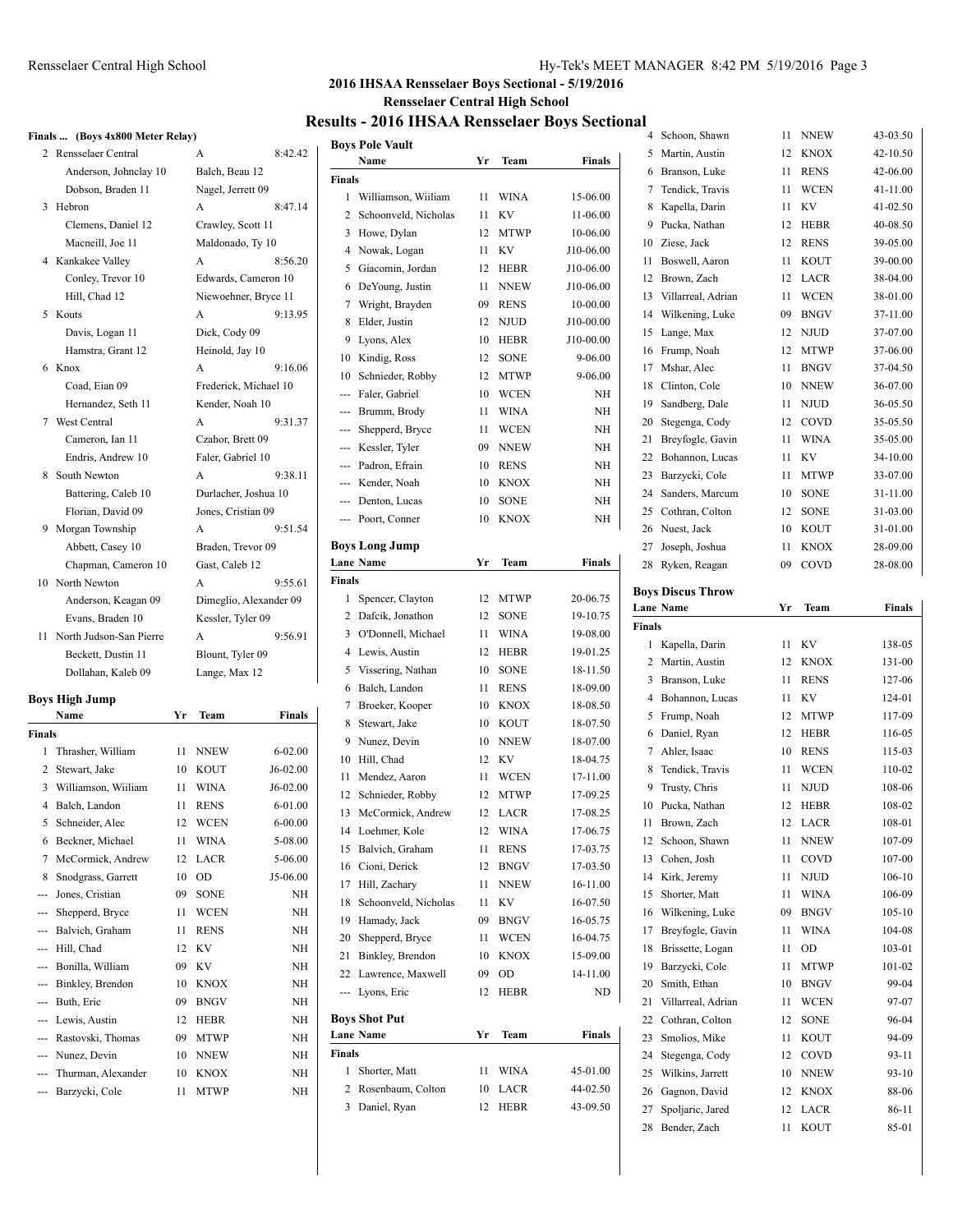## 2016 IHSAA Rensselaer Boys Sectional - 5/19/2016

### Rensselaer Central High School

# Results - 2016 IHSAA Rensselaer Boys Sectional

**Finals ... (Boys 4x800 Meter Relay)**

| Place | Team | Relay | Finals |
|---|---|---|---|
| 2 | Rensselaer Central | A | 8:42.42 |
| | Anderson, Johnclay 10 | Balch, Beau 12 | |
| | Dobson, Braden 11 | Nagel, Jerrett 09 | |
| 3 | Hebron | A | 8:47.14 |
| | Clemens, Daniel 12 | Crawley, Scott 11 | |
| | Macneill, Joe 11 | Maldonado, Ty 10 | |
| 4 | Kankakee Valley | A | 8:56.20 |
| | Conley, Trevor 10 | Edwards, Cameron 10 | |
| | Hill, Chad 12 | Niewoehner, Bryce 11 | |
| 5 | Kouts | A | 9:13.95 |
| | Davis, Logan 11 | Dick, Cody 09 | |
| | Hamstra, Grant 12 | Heinold, Jay 10 | |
| 6 | Knox | A | 9:16.06 |
| | Coad, Eian 09 | Frederick, Michael 10 | |
| | Hernandez, Seth 11 | Kender, Noah 10 | |
| 7 | West Central | A | 9:31.37 |
| | Cameron, Ian 11 | Czahor, Brett 09 | |
| | Endris, Andrew 10 | Faler, Gabriel 10 | |
| 8 | South Newton | A | 9:38.11 |
| | Battering, Caleb 10 | Durlacher, Joshua 10 | |
| | Florian, David 09 | Jones, Cristian 09 | |
| 9 | Morgan Township | A | 9:51.54 |
| | Abbett, Casey 10 | Braden, Trevor 09 | |
| | Chapman, Cameron 10 | Gast, Caleb 12 | |
| 10 | North Newton | A | 9:55.61 |
| | Anderson, Keagan 09 | Dimeglio, Alexander 09 | |
| | Evans, Braden 10 | Kessler, Tyler 09 | |
| 11 | North Judson-San Pierre | A | 9:56.91 |
| | Beckett, Dustin 11 | Blount, Tyler 09 | |
| | Dollahan, Kaleb 09 | Lange, Max 12 | |

### Boys High Jump

**Finals**

| Place | Name | Yr | Team | Finals |
|---|---|---|---|---|
| 1 | Thrasher, William | 11 | NNEW | 6-02.00 |
| 2 | Stewart, Jake | 10 | KOUT | J6-02.00 |
| 3 | Williamson, Wiiliam | 11 | WINA | J6-02.00 |
| 4 | Balch, Landon | 11 | RENS | 6-01.00 |
| 5 | Schneider, Alec | 12 | WCEN | 6-00.00 |
| 6 | Beckner, Michael | 11 | WINA | 5-08.00 |
| 7 | McCormick, Andrew | 12 | LACR | 5-06.00 |
| 8 | Snodgrass, Garrett | 10 | OD | J5-06.00 |
| --- | Jones, Cristian | 09 | SONE | NH |
| --- | Shepperd, Bryce | 11 | WCEN | NH |
| --- | Balvich, Graham | 11 | RENS | NH |
| --- | Hill, Chad | 12 | KV | NH |
| --- | Bonilla, William | 09 | KV | NH |
| --- | Binkley, Brendon | 10 | KNOX | NH |
| --- | Buth, Eric | 09 | BNGV | NH |
| --- | Lewis, Austin | 12 | HEBR | NH |
| --- | Rastovski, Thomas | 09 | MTWP | NH |
| --- | Nunez, Devin | 10 | NNEW | NH |
| --- | Thurman, Alexander | 10 | KNOX | NH |
| --- | Barzycki, Cole | 11 | MTWP | NH |

### Boys Pole Vault

**Finals**

| Place | Name | Yr | Team | Finals |
|---|---|---|---|---|
| 1 | Williamson, Wiiliam | 11 | WINA | 15-06.00 |
| 2 | Schoonveld, Nicholas | 11 | KV | 11-06.00 |
| 3 | Howe, Dylan | 12 | MTWP | 10-06.00 |
| 4 | Nowak, Logan | 11 | KV | J10-06.00 |
| 5 | Giacomin, Jordan | 12 | HEBR | J10-06.00 |
| 6 | DeYoung, Justin | 11 | NNEW | J10-06.00 |
| 7 | Wright, Brayden | 09 | RENS | 10-00.00 |
| 8 | Elder, Justin | 12 | NJUD | J10-00.00 |
| 9 | Lyons, Alex | 10 | HEBR | J10-00.00 |
| 10 | Kindig, Ross | 12 | SONE | 9-06.00 |
| 10 | Schnieder, Robby | 12 | MTWP | 9-06.00 |
| --- | Faler, Gabriel | 10 | WCEN | NH |
| --- | Brumm, Brody | 11 | WINA | NH |
| --- | Shepperd, Bryce | 11 | WCEN | NH |
| --- | Kessler, Tyler | 09 | NNEW | NH |
| --- | Padron, Efrain | 10 | RENS | NH |
| --- | Kender, Noah | 10 | KNOX | NH |
| --- | Denton, Lucas | 10 | SONE | NH |
| --- | Poort, Conner | 10 | KNOX | NH |

### Boys Long Jump

**Finals**

| Lane | Name | Yr | Team | Finals |
|---|---|---|---|---|
| 1 | Spencer, Clayton | 12 | MTWP | 20-06.75 |
| 2 | Dafcik, Jonathon | 12 | SONE | 19-10.75 |
| 3 | O'Donnell, Michael | 11 | WINA | 19-08.00 |
| 4 | Lewis, Austin | 12 | HEBR | 19-01.25 |
| 5 | Vissering, Nathan | 10 | SONE | 18-11.50 |
| 6 | Balch, Landon | 11 | RENS | 18-09.00 |
| 7 | Broeker, Kooper | 10 | KNOX | 18-08.50 |
| 8 | Stewart, Jake | 10 | KOUT | 18-07.50 |
| 9 | Nunez, Devin | 10 | NNEW | 18-07.00 |
| 10 | Hill, Chad | 12 | KV | 18-04.75 |
| 11 | Mendez, Aaron | 11 | WCEN | 17-11.00 |
| 12 | Schnieder, Robby | 12 | MTWP | 17-09.25 |
| 13 | McCormick, Andrew | 12 | LACR | 17-08.25 |
| 14 | Loehmer, Kole | 12 | WINA | 17-06.75 |
| 15 | Balvich, Graham | 11 | RENS | 17-03.75 |
| 16 | Cioni, Derick | 12 | BNGV | 17-03.50 |
| 17 | Hill, Zachary | 11 | NNEW | 16-11.00 |
| 18 | Schoonveld, Nicholas | 11 | KV | 16-07.50 |
| 19 | Hamady, Jack | 09 | BNGV | 16-05.75 |
| 20 | Shepperd, Bryce | 11 | WCEN | 16-04.75 |
| 21 | Binkley, Brendon | 10 | KNOX | 15-09.00 |
| 22 | Lawrence, Maxwell | 09 | OD | 14-11.00 |
| --- | Lyons, Eric | 12 | HEBR | ND |

### Boys Shot Put

**Finals**

| Lane | Name | Yr | Team | Finals |
|---|---|---|---|---|
| 1 | Shorter, Matt | 11 | WINA | 45-01.00 |
| 2 | Rosenbaum, Colton | 10 | LACR | 44-02.50 |
| 3 | Daniel, Ryan | 12 | HEBR | 43-09.50 |
| 4 | Schoon, Shawn | 11 | NNEW | 43-03.50 |
| 5 | Martin, Austin | 12 | KNOX | 42-10.50 |
| 6 | Branson, Luke | 11 | RENS | 42-06.00 |
| 7 | Tendick, Travis | 11 | WCEN | 41-11.00 |
| 8 | Kapella, Darin | 11 | KV | 41-02.50 |
| 9 | Pucka, Nathan | 12 | HEBR | 40-08.50 |
| 10 | Ziese, Jack | 12 | RENS | 39-05.00 |
| 11 | Boswell, Aaron | 11 | KOUT | 39-00.00 |
| 12 | Brown, Zach | 12 | LACR | 38-04.00 |
| 13 | Villarreal, Adrian | 11 | WCEN | 38-01.00 |
| 14 | Wilkening, Luke | 09 | BNGV | 37-11.00 |
| 15 | Lange, Max | 12 | NJUD | 37-07.00 |
| 16 | Frump, Noah | 12 | MTWP | 37-06.00 |
| 17 | Mshar, Alec | 11 | BNGV | 37-04.50 |
| 18 | Clinton, Cole | 10 | NNEW | 36-07.00 |
| 19 | Sandberg, Dale | 11 | NJUD | 36-05.50 |
| 20 | Stegenga, Cody | 12 | COVD | 35-05.50 |
| 21 | Breyfogle, Gavin | 11 | WINA | 35-05.00 |
| 22 | Bohannon, Lucas | 11 | KV | 34-10.00 |
| 23 | Barzycki, Cole | 11 | MTWP | 33-07.00 |
| 24 | Sanders, Marcum | 10 | SONE | 31-11.00 |
| 25 | Cothran, Colton | 12 | SONE | 31-03.00 |
| 26 | Nuest, Jack | 10 | KOUT | 31-01.00 |
| 27 | Joseph, Joshua | 11 | KNOX | 28-09.00 |
| 28 | Ryken, Reagan | 09 | COVD | 28-08.00 |

### Boys Discus Throw

**Finals**

| Lane | Name | Yr | Team | Finals |
|---|---|---|---|---|
| 1 | Kapella, Darin | 11 | KV | 138-05 |
| 2 | Martin, Austin | 12 | KNOX | 131-00 |
| 3 | Branson, Luke | 11 | RENS | 127-06 |
| 4 | Bohannon, Lucas | 11 | KV | 124-01 |
| 5 | Frump, Noah | 12 | MTWP | 117-09 |
| 6 | Daniel, Ryan | 12 | HEBR | 116-05 |
| 7 | Ahler, Isaac | 10 | RENS | 115-03 |
| 8 | Tendick, Travis | 11 | WCEN | 110-02 |
| 9 | Trusty, Chris | 11 | NJUD | 108-06 |
| 10 | Pucka, Nathan | 12 | HEBR | 108-02 |
| 11 | Brown, Zach | 12 | LACR | 108-01 |
| 12 | Schoon, Shawn | 11 | NNEW | 107-09 |
| 13 | Cohen, Josh | 11 | COVD | 107-00 |
| 14 | Kirk, Jeremy | 11 | NJUD | 106-10 |
| 15 | Shorter, Matt | 11 | WINA | 106-09 |
| 16 | Wilkening, Luke | 09 | BNGV | 105-10 |
| 17 | Breyfogle, Gavin | 11 | WINA | 104-08 |
| 18 | Brissette, Logan | 11 | OD | 103-01 |
| 19 | Barzycki, Cole | 11 | MTWP | 101-02 |
| 20 | Smith, Ethan | 10 | BNGV | 99-04 |
| 21 | Villarreal, Adrian | 11 | WCEN | 97-07 |
| 22 | Cothran, Colton | 12 | SONE | 96-04 |
| 23 | Smolios, Mike | 11 | KOUT | 94-09 |
| 24 | Stegenga, Cody | 12 | COVD | 93-11 |
| 25 | Wilkins, Jarrett | 10 | NNEW | 93-10 |
| 26 | Gagnon, David | 12 | KNOX | 88-06 |
| 27 | Spoljaric, Jared | 12 | LACR | 86-11 |
| 28 | Bender, Zach | 11 | KOUT | 85-01 |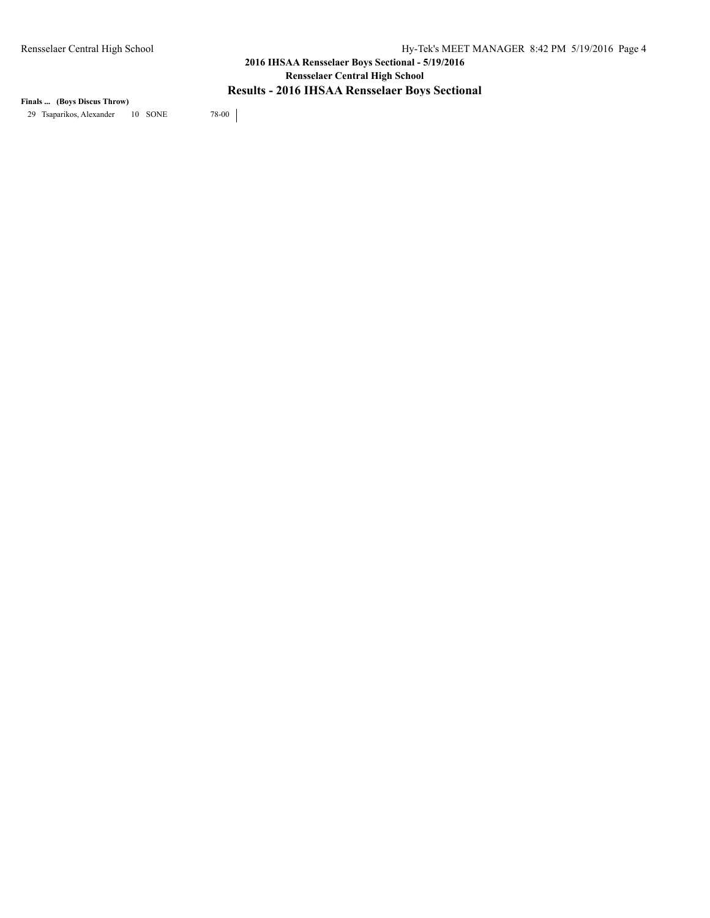**Finals ... (Boys Discus Throw)**

| | | | | |
|---|---|---|---|---|
| 29 | Tsaparikos, Alexander | 10 | SONE | 78-00 |